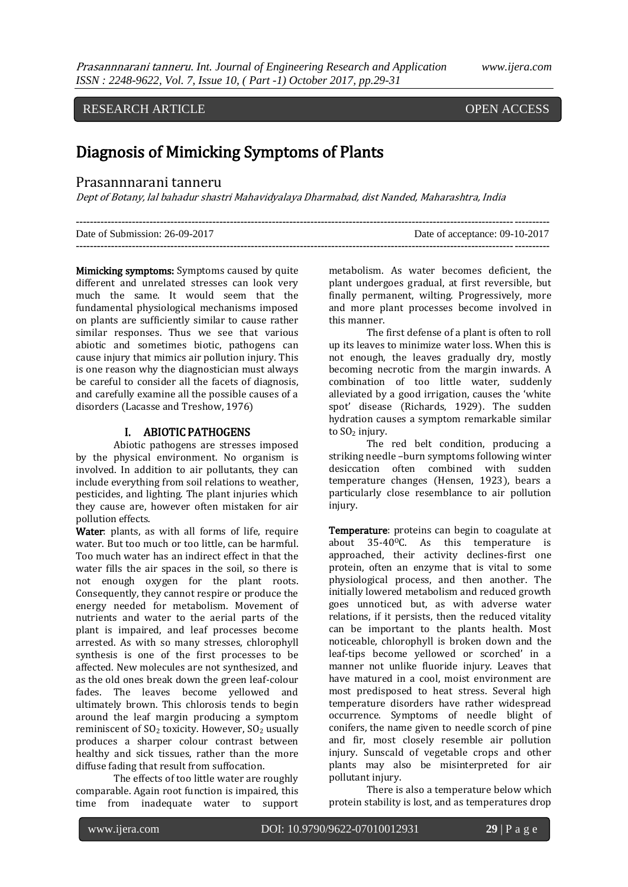RESEARCH ARTICLE OPEN ACCESS

# Diagnosis of Mimicking Symptoms of Plants

Prasannnarani tanneru

*Dept of Botany, lal bahadur shastri Mahavidyalaya Dharmabad, dist Nanded, Maharashtra, India*

Date of Submission: 26-09-2017 Date of acceptance: 09-10-2017

**Mimicking symptoms:** Symptoms caused by quite different and unrelated stresses can look very much the same. It would seem that the fundamental physiological mechanisms imposed on plants are sufficiently similar to cause rather similar responses. Thus we see that various abiotic and sometimes biotic, pathogens can cause injury that mimics air pollution injury. This is one reason why the diagnostician must always be careful to consider all the facets of diagnosis, and carefully examine all the possible causes of a disorders (Lacasse and Treshow, 1976)

## I. ABIOTIC PATHOGENS

Abiotic pathogens are stresses imposed by the physical environment. No organism is involved. In addition to air pollutants, they can include everything from soil relations to weather, pesticides, and lighting. The plant injuries which they cause are, however often mistaken for air pollution effects.

**Water**: plants, as with all forms of life, require water. But too much or too little, can be harmful. Too much water has an indirect effect in that the water fills the air spaces in the soil, so there is not enough oxygen for the plant roots. Consequently, they cannot respire or produce the energy needed for metabolism. Movement of nutrients and water to the aerial parts of the plant is impaired, and leaf processes become arrested. As with so many stresses, chlorophyll synthesis is one of the first processes to be affected. New molecules are not synthesized, and as the old ones break down the green leaf-colour fades. The leaves become yellowed and ultimately brown. This chlorosis tends to begin around the leaf margin producing a symptom reminiscent of $SO_2$ toxicity. However, $SO_2$ usually produces a sharper colour contrast between healthy and sick tissues, rather than the more diffuse fading that result from suffocation.

The effects of too little water are roughly comparable. Again root function is impaired, this time from inadequate water to support metabolism. As water becomes deficient, the plant undergoes gradual, at first reversible, but finally permanent, wilting. Progressively, more and more plant processes become involved in this manner.

The first defense of a plant is often to roll up its leaves to minimize water loss. When this is not enough, the leaves gradually dry, mostly becoming necrotic from the margin inwards. A combination of too little water, suddenly alleviated by a good irrigation, causes the 'white spot' disease (Richards, 1929). The sudden hydration causes a symptom remarkable similar to $SO_2$ injury.

The red belt condition, producing a striking needle –burn symptoms following winter desiccation often combined with sudden temperature changes (Hensen, 1923), bears a particularly close resemblance to air pollution injury.

**Temperature**: proteins can begin to coagulate at about 35-40$^{0}$C. As this temperature is approached, their activity declines-first one protein, often an enzyme that is vital to some physiological process, and then another. The initially lowered metabolism and reduced growth goes unnoticed but, as with adverse water relations, if it persists, then the reduced vitality can be important to the plants health. Most noticeable, chlorophyll is broken down and the leaf-tips become yellowed or scorched' in a manner not unlike fluoride injury. Leaves that have matured in a cool, moist environment are most predisposed to heat stress. Several high temperature disorders have rather widespread occurrence. Symptoms of needle blight of conifers, the name given to needle scorch of pine and fir, most closely resemble air pollution injury. Sunscald of vegetable crops and other plants may also be misinterpreted for air pollutant injury.

There is also a temperature below which protein stability is lost, and as temperatures drop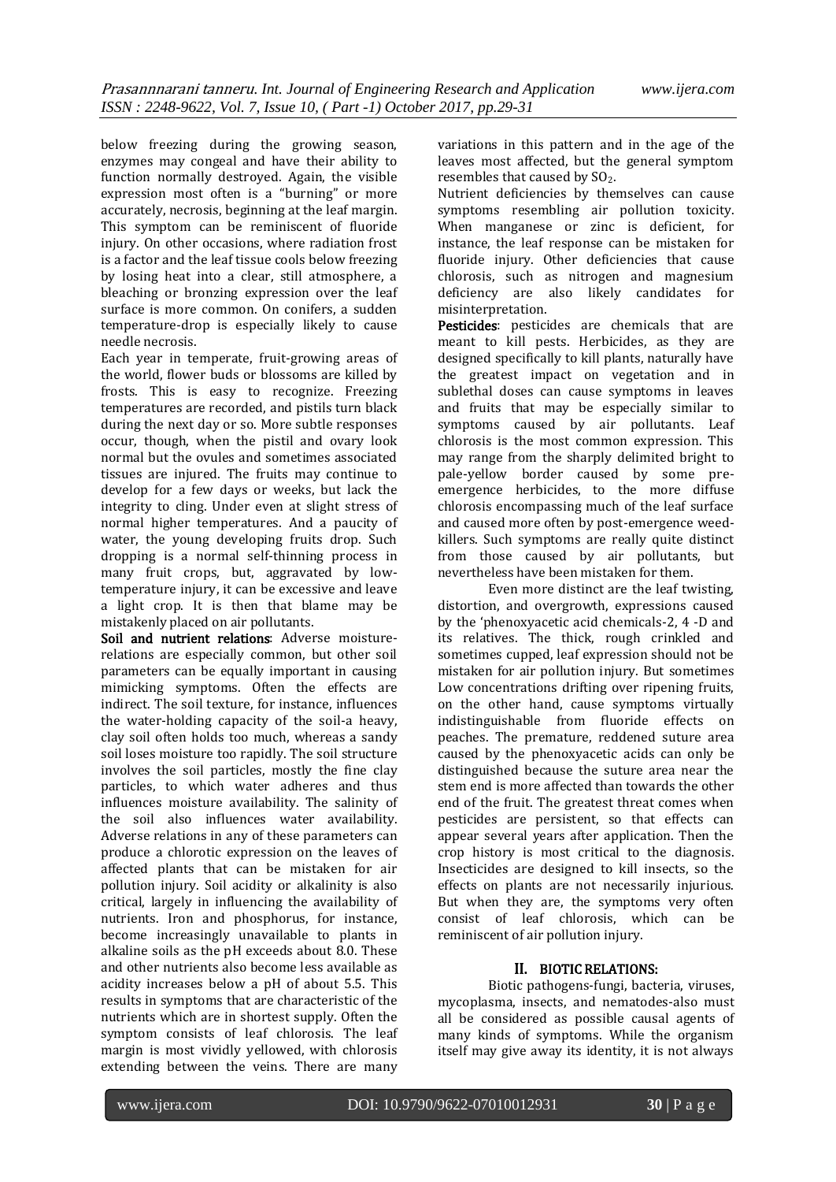below freezing during the growing season, enzymes may congeal and have their ability to function normally destroyed. Again, the visible expression most often is a "burning" or more accurately, necrosis, beginning at the leaf margin. This symptom can be reminiscent of fluoride injury. On other occasions, where radiation frost is a factor and the leaf tissue cools below freezing by losing heat into a clear, still atmosphere, a bleaching or bronzing expression over the leaf surface is more common. On conifers, a sudden temperature-drop is especially likely to cause needle necrosis.

Each year in temperate, fruit-growing areas of the world, flower buds or blossoms are killed by frosts. This is easy to recognize. Freezing temperatures are recorded, and pistils turn black during the next day or so. More subtle responses occur, though, when the pistil and ovary look normal but the ovules and sometimes associated tissues are injured. The fruits may continue to develop for a few days or weeks, but lack the integrity to cling. Under even at slight stress of normal higher temperatures. And a paucity of water, the young developing fruits drop. Such dropping is a normal self-thinning process in many fruit crops, but, aggravated by low-temperature injury, it can be excessive and leave a light crop. It is then that blame may be mistakenly placed on air pollutants.

**Soil and nutrient relations**: Adverse moisture-relations are especially common, but other soil parameters can be equally important in causing mimicking symptoms. Often the effects are indirect. The soil texture, for instance, influences the water-holding capacity of the soil-a heavy, clay soil often holds too much, whereas a sandy soil loses moisture too rapidly. The soil structure involves the soil particles, mostly the fine clay particles, to which water adheres and thus influences moisture availability. The salinity of the soil also influences water availability. Adverse relations in any of these parameters can produce a chlorotic expression on the leaves of affected plants that can be mistaken for air pollution injury. Soil acidity or alkalinity is also critical, largely in influencing the availability of nutrients. Iron and phosphorus, for instance, become increasingly unavailable to plants in alkaline soils as the pH exceeds about 8.0. These and other nutrients also become less available as acidity increases below a pH of about 5.5. This results in symptoms that are characteristic of the nutrients which are in shortest supply. Often the symptom consists of leaf chlorosis. The leaf margin is most vividly yellowed, with chlorosis extending between the veins. There are many variations in this pattern and in the age of the leaves most affected, but the general symptom resembles that caused by $SO_2$.

Nutrient deficiencies by themselves can cause symptoms resembling air pollution toxicity. When manganese or zinc is deficient, for instance, the leaf response can be mistaken for fluoride injury. Other deficiencies that cause chlorosis, such as nitrogen and magnesium deficiency are also likely candidates for misinterpretation.

**Pesticides**: pesticides are chemicals that are meant to kill pests. Herbicides, as they are designed specifically to kill plants, naturally have the greatest impact on vegetation and in sublethal doses can cause symptoms in leaves and fruits that may be especially similar to symptoms caused by air pollutants. Leaf chlorosis is the most common expression. This may range from the sharply delimited bright to pale-yellow border caused by some pre-emergence herbicides, to the more diffuse chlorosis encompassing much of the leaf surface and caused more often by post-emergence weed-killers. Such symptoms are really quite distinct from those caused by air pollutants, but nevertheless have been mistaken for them.

Even more distinct are the leaf twisting, distortion, and overgrowth, expressions caused by the 'phenoxyacetic acid chemicals-2, 4 -D and its relatives. The thick, rough crinkled and sometimes cupped, leaf expression should not be mistaken for air pollution injury. But sometimes Low concentrations drifting over ripening fruits, on the other hand, cause symptoms virtually indistinguishable from fluoride effects on peaches. The premature, reddened suture area caused by the phenoxyacetic acids can only be distinguished because the suture area near the stem end is more affected than towards the other end of the fruit. The greatest threat comes when pesticides are persistent, so that effects can appear several years after application. Then the crop history is most critical to the diagnosis. Insecticides are designed to kill insects, so the effects on plants are not necessarily injurious. But when they are, the symptoms very often consist of leaf chlorosis, which can be reminiscent of air pollution injury.

## II. BIOTIC RELATIONS:

Biotic pathogens-fungi, bacteria, viruses, mycoplasma, insects, and nematodes-also must all be considered as possible causal agents of many kinds of symptoms. While the organism itself may give away its identity, it is not always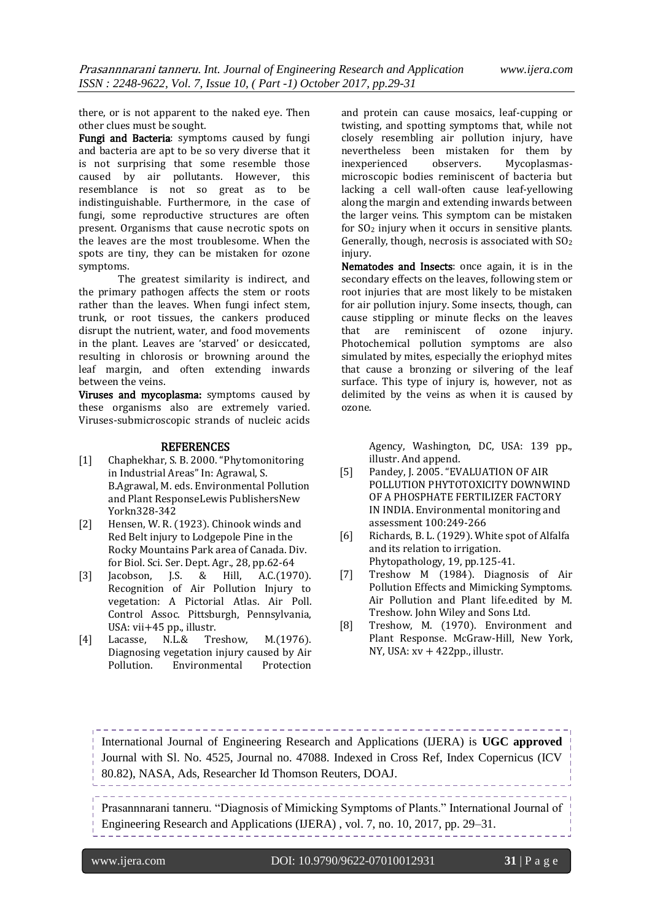there, or is not apparent to the naked eye. Then other clues must be sought.

**Fungi and Bacteria**: symptoms caused by fungi and bacteria are apt to be so very diverse that it is not surprising that some resemble those caused by air pollutants. However, this resemblance is not so great as to be indistinguishable. Furthermore, in the case of fungi, some reproductive structures are often present. Organisms that cause necrotic spots on the leaves are the most troublesome. When the spots are tiny, they can be mistaken for ozone symptoms.

The greatest similarity is indirect, and the primary pathogen affects the stem or roots rather than the leaves. When fungi infect stem, trunk, or root tissues, the cankers produced disrupt the nutrient, water, and food movements in the plant. Leaves are 'starved' or desiccated, resulting in chlorosis or browning around the leaf margin, and often extending inwards between the veins.

**Viruses and mycoplasma:** symptoms caused by these organisms also are extremely varied. Viruses-submicroscopic strands of nucleic acids and protein can cause mosaics, leaf-cupping or twisting, and spotting symptoms that, while not closely resembling air pollution injury, have nevertheless been mistaken for them by inexperienced observers. Mycoplasmas-microscopic bodies reminiscent of bacteria but lacking a cell wall-often cause leaf-yellowing along the margin and extending inwards between the larger veins. This symptom can be mistaken for $SO_2$ injury when it occurs in sensitive plants. Generally, though, necrosis is associated with $SO_2$ injury.

**Nematodes and Insects**: once again, it is in the secondary effects on the leaves, following stem or root injuries that are most likely to be mistaken for air pollution injury. Some insects, though, can cause stippling or minute flecks on the leaves that are reminiscent of ozone injury. Photochemical pollution symptoms are also simulated by mites, especially the eriophyd mites that cause a bronzing or silvering of the leaf surface. This type of injury is, however, not as delimited by the veins as when it is caused by ozone.

## REFERENCES

[1] Chaphekhar, S. B. 2000. "Phytomonitoring in Industrial Areas" In: Agrawal, S. B.Agrawal, M. eds. Environmental Pollution and Plant ResponseLewis PublishersNew Yorkn328-342

[2] Hensen, W. R. (1923). Chinook winds and Red Belt injury to Lodgepole Pine in the Rocky Mountains Park area of Canada. Div. for Biol. Sci. Ser. Dept. Agr., 28, pp.62-64

[3] Jacobson, J.S. & Hill, A.C.(1970). Recognition of Air Pollution Injury to vegetation: A Pictorial Atlas. Air Poll. Control Assoc. Pittsburgh, Pennsylvania, USA: vii+45 pp., illustr.

[4] Lacasse, N.L.& Treshow, M.(1976). Diagnosing vegetation injury caused by Air Pollution. Environmental Protection Agency, Washington, DC, USA: 139 pp., illustr. And append.

[5] Pandey, J. 2005. "EVALUATION OF AIR POLLUTION PHYTOTOXICITY DOWNWIND OF A PHOSPHATE FERTILIZER FACTORY IN INDIA. Environmental monitoring and assessment 100:249-266

[6] Richards, B. L. (1929). White spot of Alfalfa and its relation to irrigation. Phytopathology, 19, pp.125-41.

[7] Treshow M (1984). Diagnosis of Air Pollution Effects and Mimicking Symptoms. Air Pollution and Plant life.edited by M. Treshow. John Wiley and Sons Ltd.

[8] Treshow, M. (1970). Environment and Plant Response. McGraw-Hill, New York, NY, USA: xv + 422pp., illustr.

International Journal of Engineering Research and Applications (IJERA) is **UGC approved** Journal with Sl. No. 4525, Journal no. 47088. Indexed in Cross Ref, Index Copernicus (ICV 80.82), NASA, Ads, Researcher Id Thomson Reuters, DOAJ.

Prasannnarani tanneru. "Diagnosis of Mimicking Symptoms of Plants." International Journal of Engineering Research and Applications (IJERA) , vol. 7, no. 10, 2017, pp. 29–31.